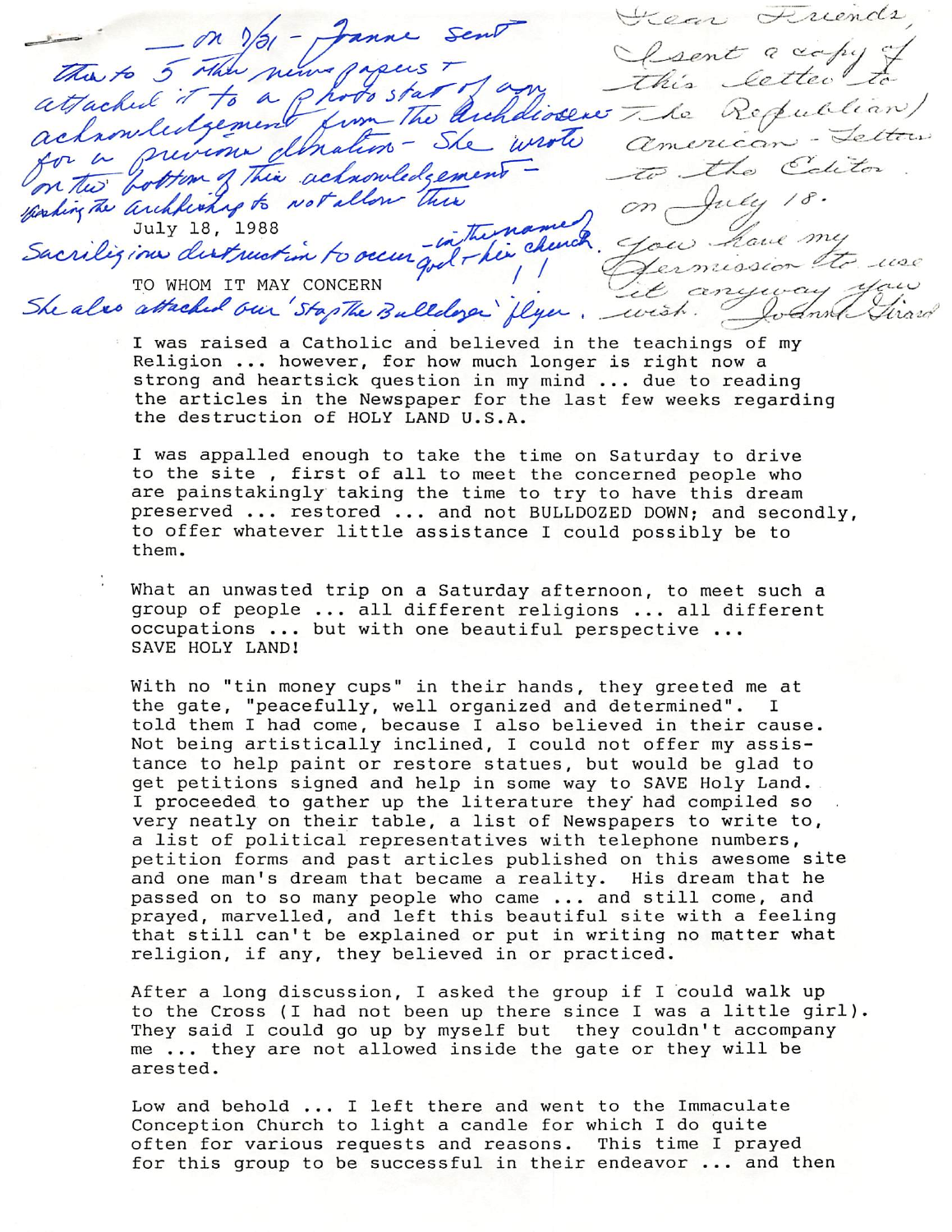— on 7/31 – Joanne sent this to 5 other newspapers + attached it to a photostat of an acknowledgement from the Archdiocese for a previous donation – She wrote on the bottom of this acknowledgement – asking the archbishop to not allow this sacrilegious destruction to occur – in the name of God – his church!! She also attached our 'Stop the Bulldozer' flyer.

Dear Friends,
I sent a copy of this letter to The Republican/American – Letters to the Editor on July 18. You have my permission to use it anyway you wish. Joanne Girard

July 18, 1988

TO WHOM IT MAY CONCERN

I was raised a Catholic and believed in the teachings of my Religion ... however, for how much longer is right now a strong and heartsick question in my mind ... due to reading the articles in the Newspaper for the last few weeks regarding the destruction of HOLY LAND U.S.A.

I was appalled enough to take the time on Saturday to drive to the site , first of all to meet the concerned people who are painstakingly taking the time to try to have this dream preserved ... restored ... and not BULLDOZED DOWN; and secondly, to offer whatever little assistance I could possibly be to them.

What an unwasted trip on a Saturday afternoon, to meet such a group of people ... all different religions ... all different occupations ... but with one beautiful perspective ... SAVE HOLY LAND!

With no "tin money cups" in their hands, they greeted me at the gate, "peacefully, well organized and determined". I told them I had come, because I also believed in their cause. Not being artistically inclined, I could not offer my assistance to help paint or restore statues, but would be glad to get petitions signed and help in some way to SAVE Holy Land. I proceeded to gather up the literature they had compiled so very neatly on their table, a list of Newspapers to write to, a list of political representatives with telephone numbers, petition forms and past articles published on this awesome site and one man's dream that became a reality. His dream that he passed on to so many people who came ... and still come, and prayed, marvelled, and left this beautiful site with a feeling that still can't be explained or put in writing no matter what religion, if any, they believed in or practiced.

After a long discussion, I asked the group if I could walk up to the Cross (I had not been up there since I was a little girl). They said I could go up by myself but they couldn't accompany me ... they are not allowed inside the gate or they will be arested.

Low and behold ... I left there and went to the Immaculate Conception Church to light a candle for which I do quite often for various requests and reasons. This time I prayed for this group to be successful in their endeavor ... and then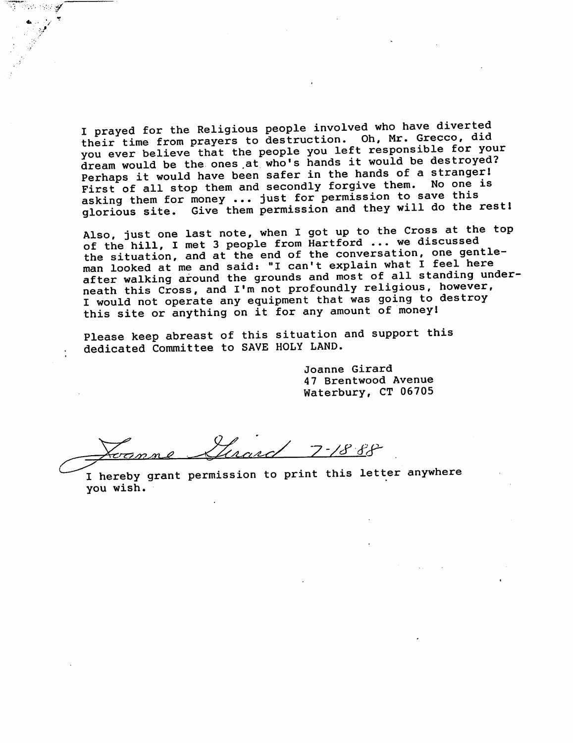I prayed for the Religious people involved who have diverted their time from prayers to destruction. Oh, Mr. Grecco, did you ever believe that the people you left responsible for your dream would be the ones at who's hands it would be destroyed? Perhaps it would have been safer in the hands of a stranger! First of all stop them and secondly forgive them. No one is asking them for money ... just for permission to save this glorious site. Give them permission and they will do the rest!

Also, just one last note, when I got up to the Cross at the top of the hill, I met 3 people from Hartford ... we discussed the situation, and at the end of the conversation, one gentleman looked at me and said: "I can't explain what I feel here after walking around the grounds and most of all standing underneath this Cross, and I'm not profoundly religious, however, I would not operate any equipment that was going to destroy this site or anything on it for any amount of money!

Please keep abreast of this situation and support this dedicated Committee to SAVE HOLY LAND.

Joanne Girard
47 Brentwood Avenue
Waterbury, CT 06705

Joanne Girard 7-18-88

I hereby grant permission to print this letter anywhere you wish.